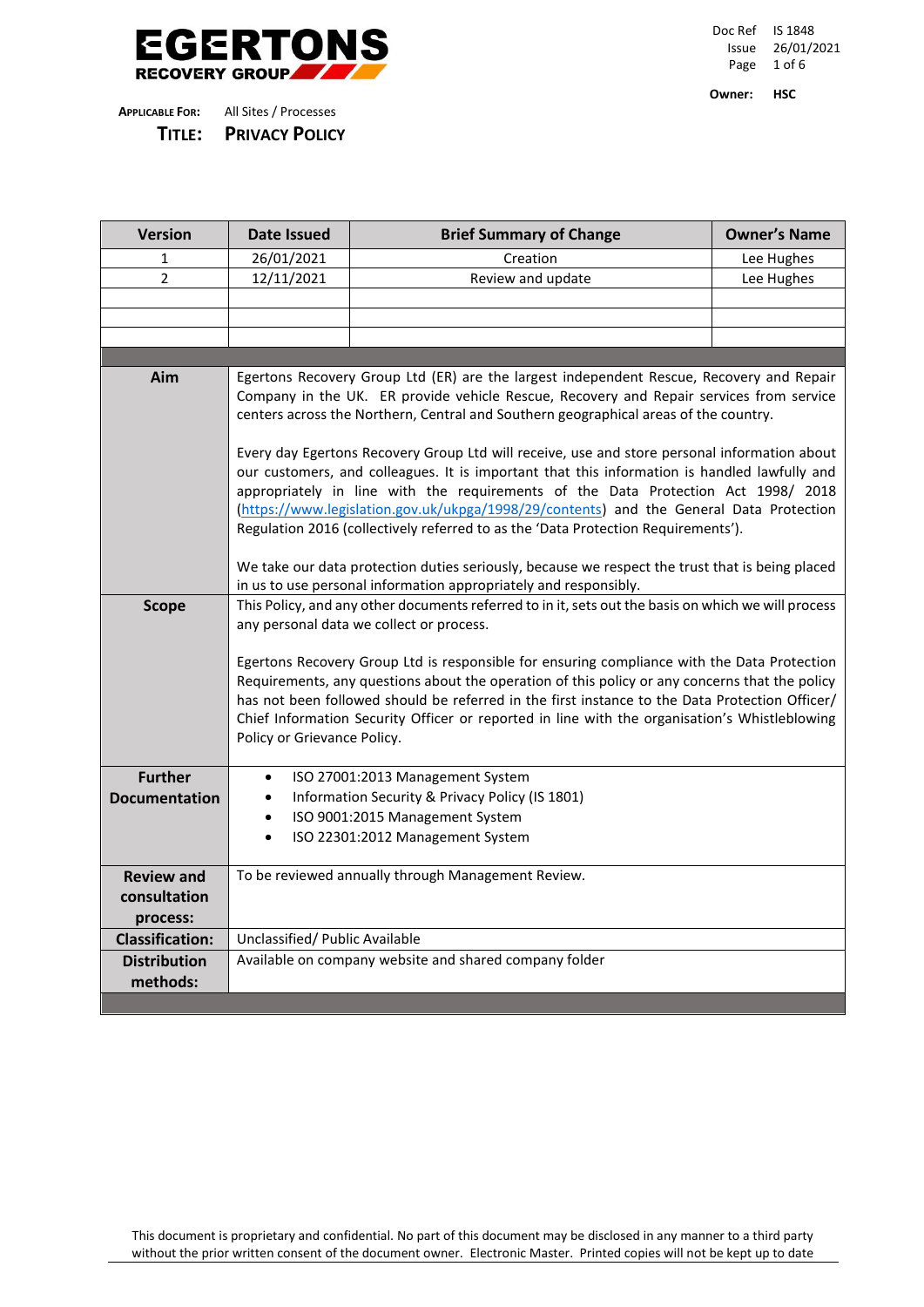**EGERTONS RECOVERY GROUP**

Doc Ref IS 1848
Issue 26/01/2021

**Owner:** **HSC**

**Applicable For:** All Sites / Processes

# Title: Privacy Policy

| Version | Date Issued | Brief Summary of Change | Owner's Name |
|---|---|---|---|
| 1 | 26/01/2021 | Creation | Lee Hughes |
| 2 | 12/11/2021 | Review and update | Lee Hughes |
| | | | |
| | | | |
| | | | |

| | |
|---|---|
| **Aim** | Egertons Recovery Group Ltd (ER) are the largest independent Rescue, Recovery and Repair Company in the UK. ER provide vehicle Rescue, Recovery and Repair services from service centers across the Northern, Central and Southern geographical areas of the country.<br><br>Every day Egertons Recovery Group Ltd will receive, use and store personal information about our customers, and colleagues. It is important that this information is handled lawfully and appropriately in line with the requirements of the Data Protection Act 1998/ 2018 (https://www.legislation.gov.uk/ukpga/1998/29/contents) and the General Data Protection Regulation 2016 (collectively referred to as the 'Data Protection Requirements').<br><br>We take our data protection duties seriously, because we respect the trust that is being placed in us to use personal information appropriately and responsibly. |
| **Scope** | This Policy, and any other documents referred to in it, sets out the basis on which we will process any personal data we collect or process.<br><br>Egertons Recovery Group Ltd is responsible for ensuring compliance with the Data Protection Requirements, any questions about the operation of this policy or any concerns that the policy has not been followed should be referred in the first instance to the Data Protection Officer/ Chief Information Security Officer or reported in line with the organisation's Whistleblowing Policy or Grievance Policy. |
| **Further Documentation** | • ISO 27001:2013 Management System<br>• Information Security & Privacy Policy (IS 1801)<br>• ISO 9001:2015 Management System<br>• ISO 22301:2012 Management System |
| **Review and consultation process:** | To be reviewed annually through Management Review. |
| **Classification:** | Unclassified/ Public Available |
| **Distribution methods:** | Available on company website and shared company folder |

This document is proprietary and confidential. No part of this document may be disclosed in any manner to a third party without the prior written consent of the document owner. Electronic Master. Printed copies will not be kept up to date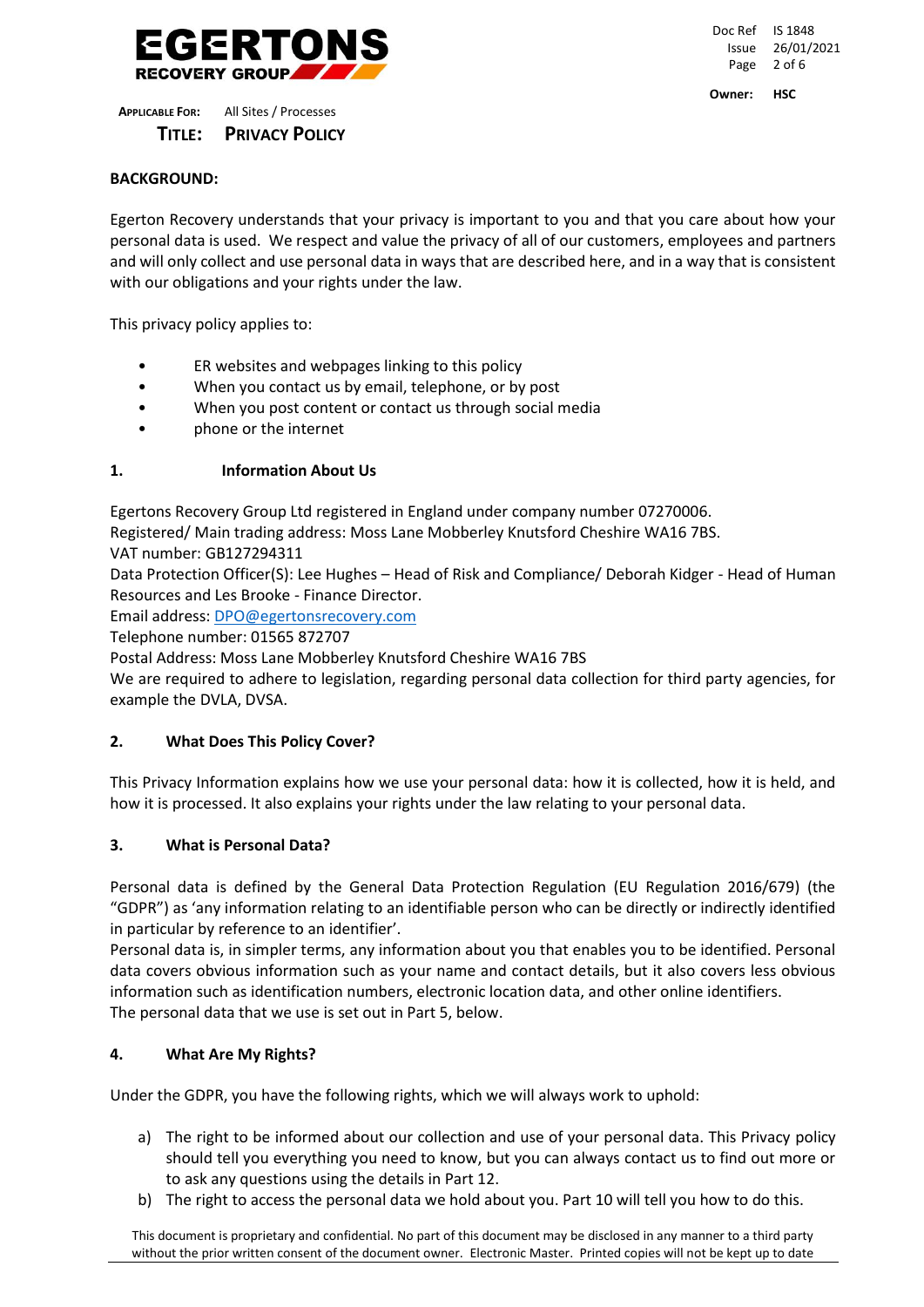**APPLICABLE FOR:** All Sites / Processes

**TITLE: PRIVACY POLICY**

**BACKGROUND:**

Egerton Recovery understands that your privacy is important to you and that you care about how your personal data is used. We respect and value the privacy of all of our customers, employees and partners and will only collect and use personal data in ways that are described here, and in a way that is consistent with our obligations and your rights under the law.

This privacy policy applies to:

- ER websites and webpages linking to this policy
- When you contact us by email, telephone, or by post
- When you post content or contact us through social media
- phone or the internet

## 1. Information About Us

Egertons Recovery Group Ltd registered in England under company number 07270006.
Registered/ Main trading address: Moss Lane Mobberley Knutsford Cheshire WA16 7BS.
VAT number: GB127294311
Data Protection Officer(S): Lee Hughes – Head of Risk and Compliance/ Deborah Kidger - Head of Human Resources and Les Brooke - Finance Director.
Email address: DPO@egertonsrecovery.com
Telephone number: 01565 872707
Postal Address: Moss Lane Mobberley Knutsford Cheshire WA16 7BS
We are required to adhere to legislation, regarding personal data collection for third party agencies, for example the DVLA, DVSA.

## 2. What Does This Policy Cover?

This Privacy Information explains how we use your personal data: how it is collected, how it is held, and how it is processed. It also explains your rights under the law relating to your personal data.

## 3. What is Personal Data?

Personal data is defined by the General Data Protection Regulation (EU Regulation 2016/679) (the "GDPR") as 'any information relating to an identifiable person who can be directly or indirectly identified in particular by reference to an identifier'.
Personal data is, in simpler terms, any information about you that enables you to be identified. Personal data covers obvious information such as your name and contact details, but it also covers less obvious information such as identification numbers, electronic location data, and other online identifiers.
The personal data that we use is set out in Part 5, below.

## 4. What Are My Rights?

Under the GDPR, you have the following rights, which we will always work to uphold:

a) The right to be informed about our collection and use of your personal data. This Privacy policy should tell you everything you need to know, but you can always contact us to find out more or to ask any questions using the details in Part 12.
b) The right to access the personal data we hold about you. Part 10 will tell you how to do this.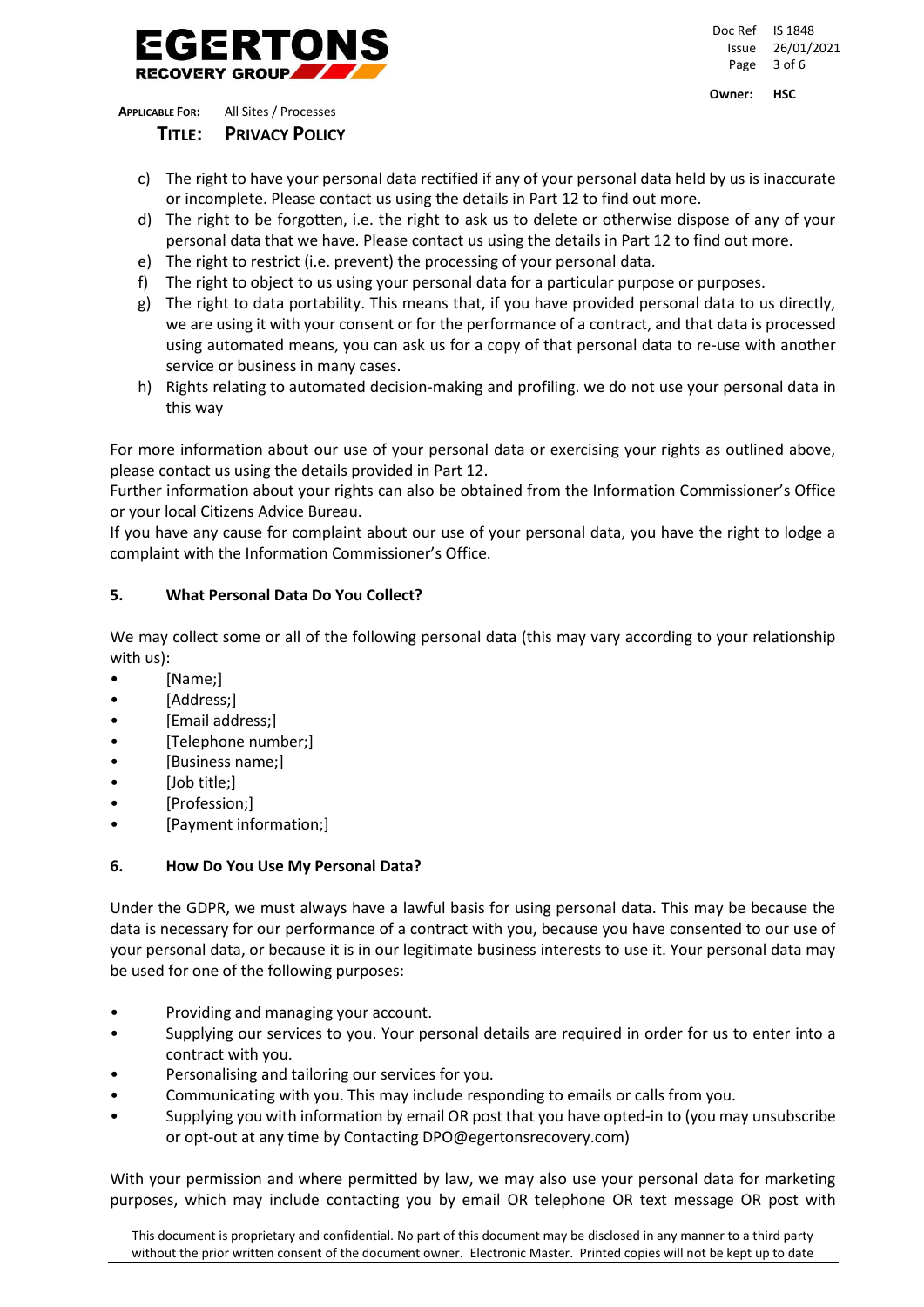c) The right to have your personal data rectified if any of your personal data held by us is inaccurate or incomplete. Please contact us using the details in Part 12 to find out more.
d) The right to be forgotten, i.e. the right to ask us to delete or otherwise dispose of any of your personal data that we have. Please contact us using the details in Part 12 to find out more.
e) The right to restrict (i.e. prevent) the processing of your personal data.
f) The right to object to us using your personal data for a particular purpose or purposes.
g) The right to data portability. This means that, if you have provided personal data to us directly, we are using it with your consent or for the performance of a contract, and that data is processed using automated means, you can ask us for a copy of that personal data to re-use with another service or business in many cases.
h) Rights relating to automated decision-making and profiling. we do not use your personal data in this way

For more information about our use of your personal data or exercising your rights as outlined above, please contact us using the details provided in Part 12.
Further information about your rights can also be obtained from the Information Commissioner's Office or your local Citizens Advice Bureau.
If you have any cause for complaint about our use of your personal data, you have the right to lodge a complaint with the Information Commissioner's Office.

## 5. What Personal Data Do You Collect?

We may collect some or all of the following personal data (this may vary according to your relationship with us):

- [Name;]
- [Address;]
- [Email address;]
- [Telephone number;]
- [Business name;]
- [Job title;]
- [Profession;]
- [Payment information;]

## 6. How Do You Use My Personal Data?

Under the GDPR, we must always have a lawful basis for using personal data. This may be because the data is necessary for our performance of a contract with you, because you have consented to our use of your personal data, or because it is in our legitimate business interests to use it. Your personal data may be used for one of the following purposes:

- Providing and managing your account.
- Supplying our services to you. Your personal details are required in order for us to enter into a contract with you.
- Personalising and tailoring our services for you.
- Communicating with you. This may include responding to emails or calls from you.
- Supplying you with information by email OR post that you have opted-in to (you may unsubscribe or opt-out at any time by Contacting DPO@egertonsrecovery.com)

With your permission and where permitted by law, we may also use your personal data for marketing purposes, which may include contacting you by email OR telephone OR text message OR post with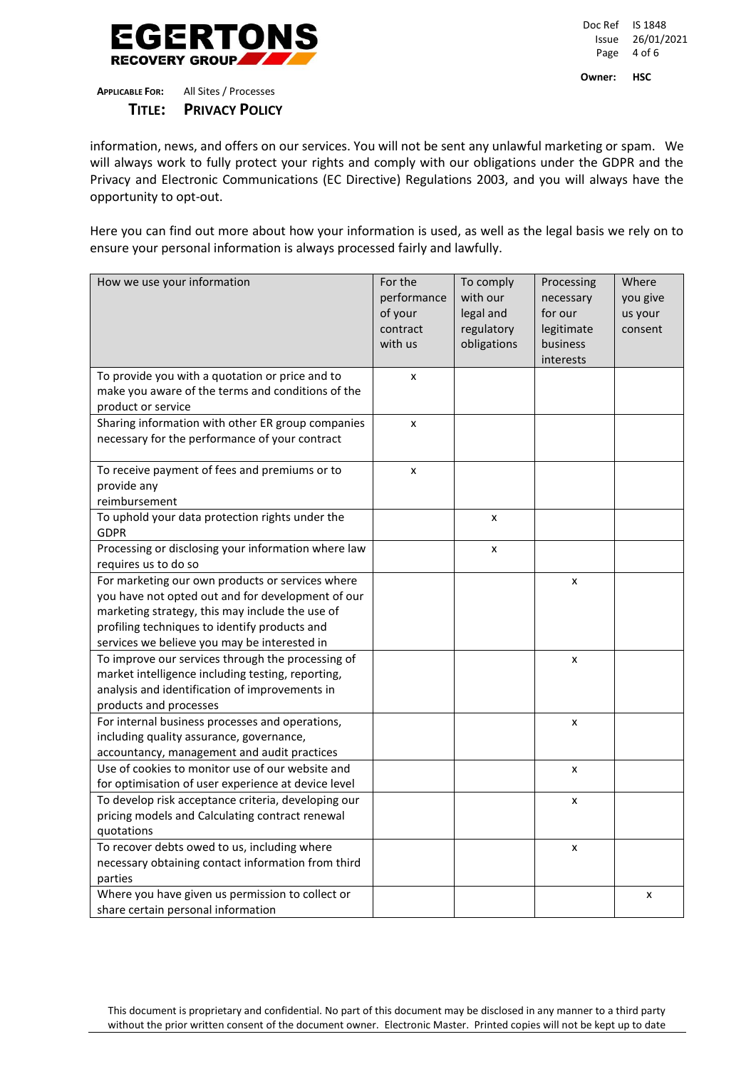information, news, and offers on our services. You will not be sent any unlawful marketing or spam. We will always work to fully protect your rights and comply with our obligations under the GDPR and the Privacy and Electronic Communications (EC Directive) Regulations 2003, and you will always have the opportunity to opt-out.

Here you can find out more about how your information is used, as well as the legal basis we rely on to ensure your personal information is always processed fairly and lawfully.

| How we use your information | For the performance of your contract with us | To comply with our legal and regulatory obligations | Processing necessary for our legitimate business interests | Where you give us your consent |
|---|---|---|---|---|
| To provide you with a quotation or price and to make you aware of the terms and conditions of the product or service | x | | | |
| Sharing information with other ER group companies necessary for the performance of your contract | x | | | |
| To receive payment of fees and premiums or to provide any reimbursement | x | | | |
| To uphold your data protection rights under the GDPR | | x | | |
| Processing or disclosing your information where law requires us to do so | | x | | |
| For marketing our own products or services where you have not opted out and for development of our marketing strategy, this may include the use of profiling techniques to identify products and services we believe you may be interested in | | | x | |
| To improve our services through the processing of market intelligence including testing, reporting, analysis and identification of improvements in products and processes | | | x | |
| For internal business processes and operations, including quality assurance, governance, accountancy, management and audit practices | | | x | |
| Use of cookies to monitor use of our website and for optimisation of user experience at device level | | | x | |
| To develop risk acceptance criteria, developing our pricing models and Calculating contract renewal quotations | | | x | |
| To recover debts owed to us, including where necessary obtaining contact information from third parties | | | x | |
| Where you have given us permission to collect or share certain personal information | | | | x |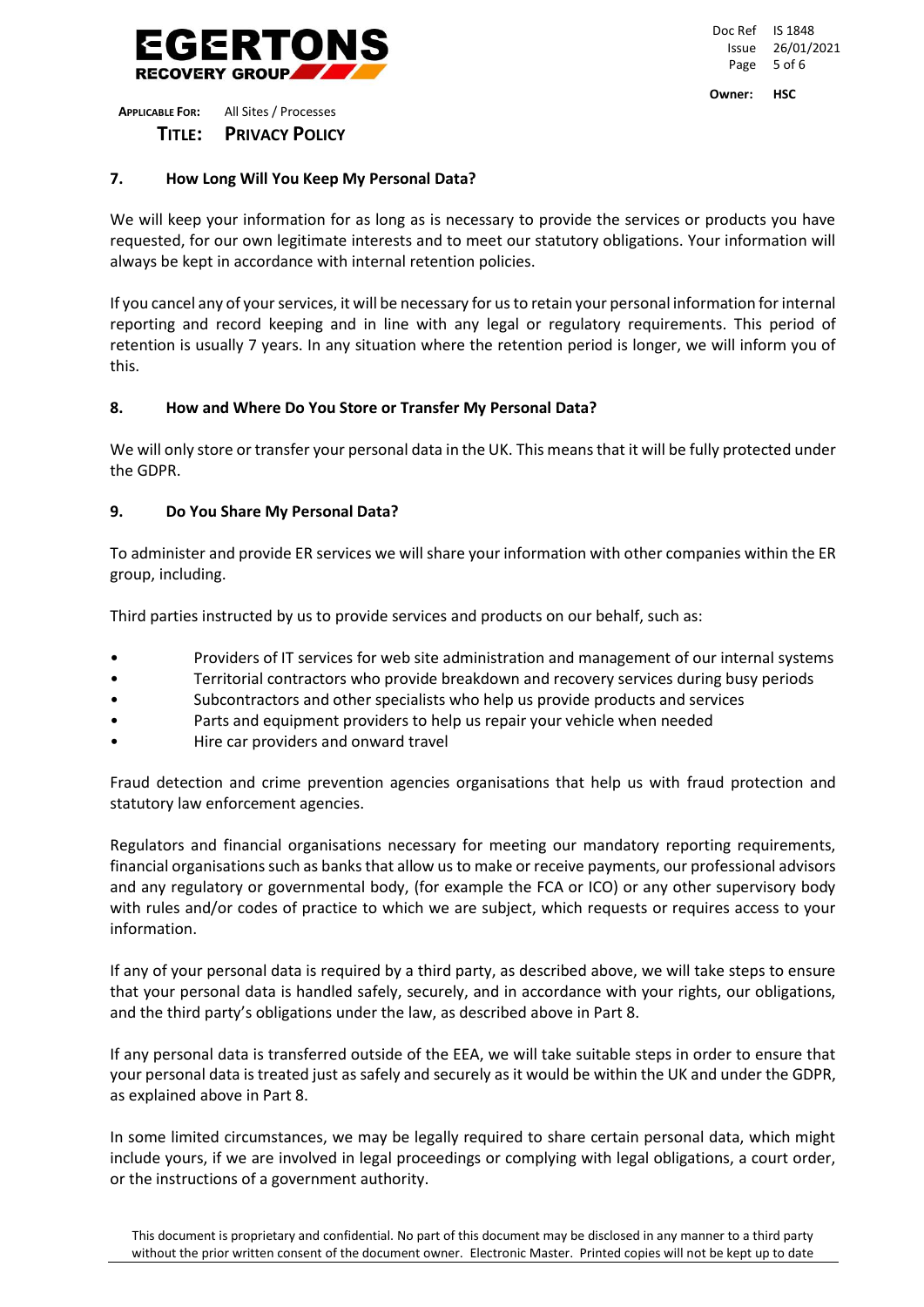## 7. How Long Will You Keep My Personal Data?

We will keep your information for as long as is necessary to provide the services or products you have requested, for our own legitimate interests and to meet our statutory obligations. Your information will always be kept in accordance with internal retention policies.

If you cancel any of your services, it will be necessary for us to retain your personal information for internal reporting and record keeping and in line with any legal or regulatory requirements. This period of retention is usually 7 years. In any situation where the retention period is longer, we will inform you of this.

## 8. How and Where Do You Store or Transfer My Personal Data?

We will only store or transfer your personal data in the UK. This means that it will be fully protected under the GDPR.

## 9. Do You Share My Personal Data?

To administer and provide ER services we will share your information with other companies within the ER group, including.

Third parties instructed by us to provide services and products on our behalf, such as:

- Providers of IT services for web site administration and management of our internal systems
- Territorial contractors who provide breakdown and recovery services during busy periods
- Subcontractors and other specialists who help us provide products and services
- Parts and equipment providers to help us repair your vehicle when needed
- Hire car providers and onward travel

Fraud detection and crime prevention agencies organisations that help us with fraud protection and statutory law enforcement agencies.

Regulators and financial organisations necessary for meeting our mandatory reporting requirements, financial organisations such as banks that allow us to make or receive payments, our professional advisors and any regulatory or governmental body, (for example the FCA or ICO) or any other supervisory body with rules and/or codes of practice to which we are subject, which requests or requires access to your information.

If any of your personal data is required by a third party, as described above, we will take steps to ensure that your personal data is handled safely, securely, and in accordance with your rights, our obligations, and the third party's obligations under the law, as described above in Part 8.

If any personal data is transferred outside of the EEA, we will take suitable steps in order to ensure that your personal data is treated just as safely and securely as it would be within the UK and under the GDPR, as explained above in Part 8.

In some limited circumstances, we may be legally required to share certain personal data, which might include yours, if we are involved in legal proceedings or complying with legal obligations, a court order, or the instructions of a government authority.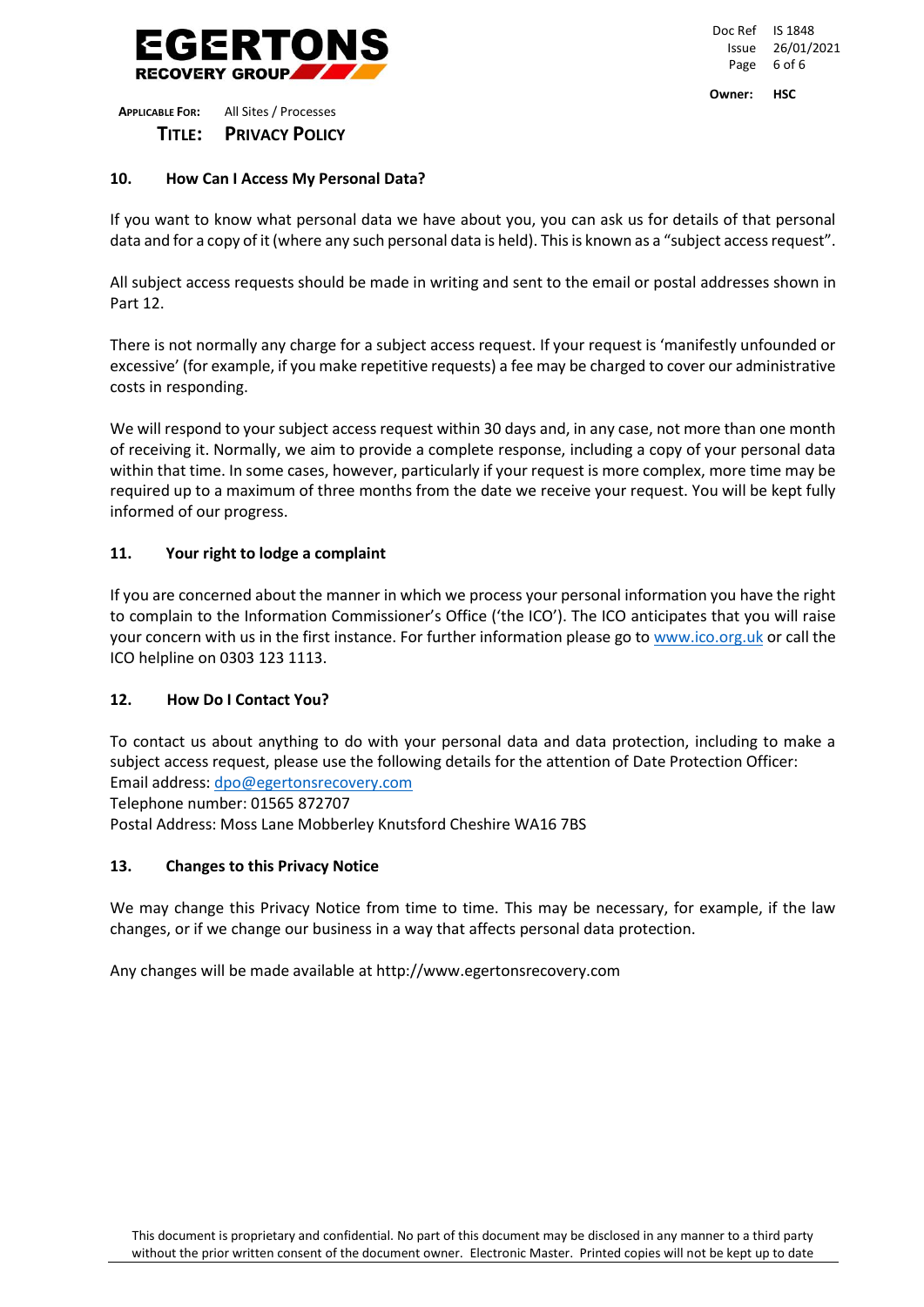## 10. How Can I Access My Personal Data?

If you want to know what personal data we have about you, you can ask us for details of that personal data and for a copy of it (where any such personal data is held). This is known as a "subject access request".

All subject access requests should be made in writing and sent to the email or postal addresses shown in Part 12.

There is not normally any charge for a subject access request. If your request is 'manifestly unfounded or excessive' (for example, if you make repetitive requests) a fee may be charged to cover our administrative costs in responding.

We will respond to your subject access request within 30 days and, in any case, not more than one month of receiving it. Normally, we aim to provide a complete response, including a copy of your personal data within that time. In some cases, however, particularly if your request is more complex, more time may be required up to a maximum of three months from the date we receive your request. You will be kept fully informed of our progress.

## 11. Your right to lodge a complaint

If you are concerned about the manner in which we process your personal information you have the right to complain to the Information Commissioner's Office ('the ICO'). The ICO anticipates that you will raise your concern with us in the first instance. For further information please go to www.ico.org.uk or call the ICO helpline on 0303 123 1113.

## 12. How Do I Contact You?

To contact us about anything to do with your personal data and data protection, including to make a subject access request, please use the following details for the attention of Date Protection Officer:
Email address: dpo@egertonsrecovery.com
Telephone number: 01565 872707
Postal Address: Moss Lane Mobberley Knutsford Cheshire WA16 7BS

## 13. Changes to this Privacy Notice

We may change this Privacy Notice from time to time. This may be necessary, for example, if the law changes, or if we change our business in a way that affects personal data protection.

Any changes will be made available at http://www.egertonsrecovery.com